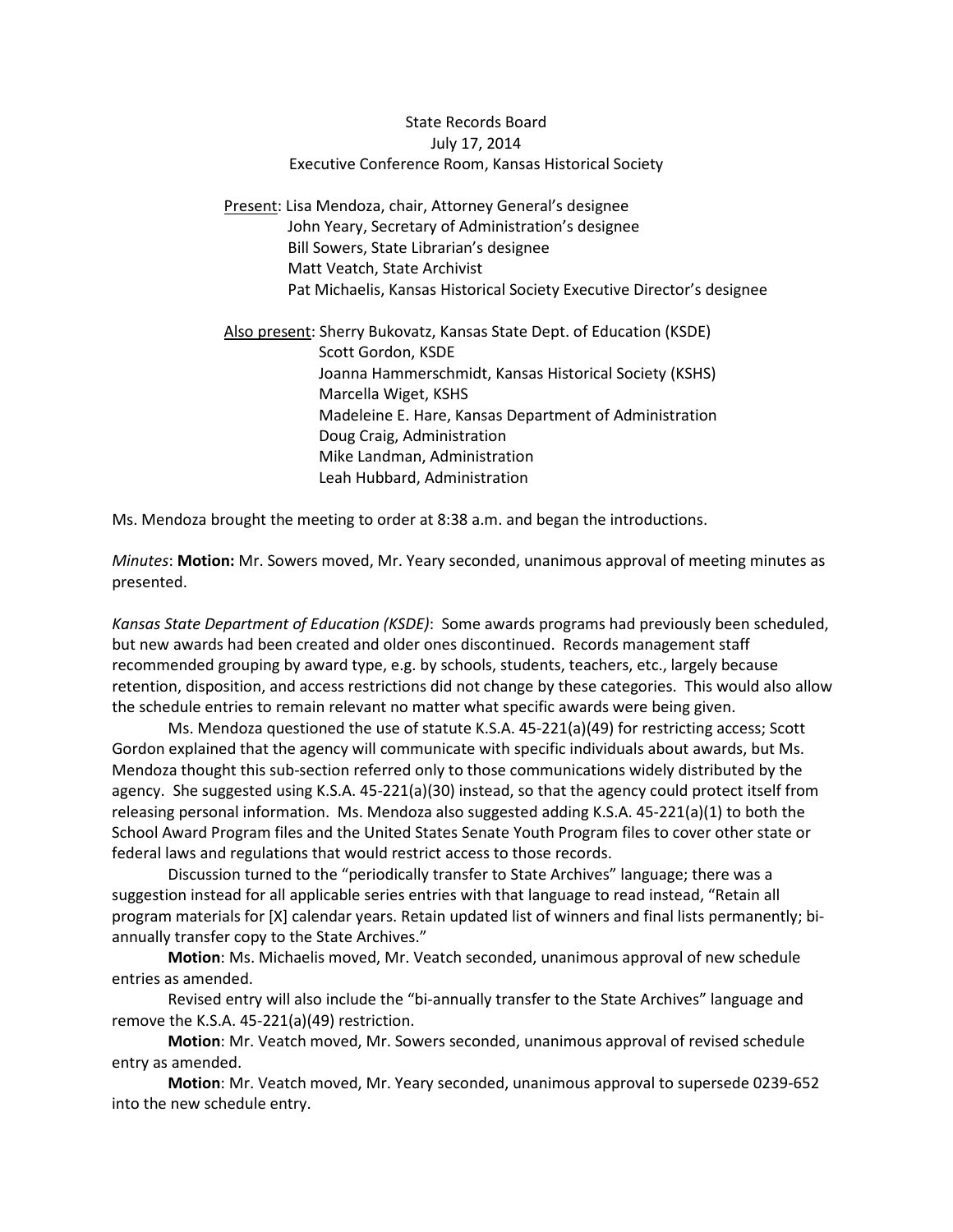State Records Board
July 17, 2014
Executive Conference Room, Kansas Historical Society

Present: Lisa Mendoza, chair, Attorney General's designee
John Yeary, Secretary of Administration's designee
Bill Sowers, State Librarian's designee
Matt Veatch, State Archivist
Pat Michaelis, Kansas Historical Society Executive Director's designee

Also present: Sherry Bukovatz, Kansas State Dept. of Education (KSDE)
Scott Gordon, KSDE
Joanna Hammerschmidt, Kansas Historical Society (KSHS)
Marcella Wiget, KSHS
Madeleine E. Hare, Kansas Department of Administration
Doug Craig, Administration
Mike Landman, Administration
Leah Hubbard, Administration

Ms. Mendoza brought the meeting to order at 8:38 a.m. and began the introductions.

*Minutes*: **Motion:** Mr. Sowers moved, Mr. Yeary seconded, unanimous approval of meeting minutes as presented.

*Kansas State Department of Education (KSDE)*: Some awards programs had previously been scheduled, but new awards had been created and older ones discontinued. Records management staff recommended grouping by award type, e.g. by schools, students, teachers, etc., largely because retention, disposition, and access restrictions did not change by these categories. This would also allow the schedule entries to remain relevant no matter what specific awards were being given.

Ms. Mendoza questioned the use of statute K.S.A. 45-221(a)(49) for restricting access; Scott Gordon explained that the agency will communicate with specific individuals about awards, but Ms. Mendoza thought this sub-section referred only to those communications widely distributed by the agency. She suggested using K.S.A. 45-221(a)(30) instead, so that the agency could protect itself from releasing personal information. Ms. Mendoza also suggested adding K.S.A. 45-221(a)(1) to both the School Award Program files and the United States Senate Youth Program files to cover other state or federal laws and regulations that would restrict access to those records.

Discussion turned to the "periodically transfer to State Archives" language; there was a suggestion instead for all applicable series entries with that language to read instead, "Retain all program materials for [X] calendar years. Retain updated list of winners and final lists permanently; bi-annually transfer copy to the State Archives."

**Motion**: Ms. Michaelis moved, Mr. Veatch seconded, unanimous approval of new schedule entries as amended.

Revised entry will also include the "bi-annually transfer to the State Archives" language and remove the K.S.A. 45-221(a)(49) restriction.

**Motion**: Mr. Veatch moved, Mr. Sowers seconded, unanimous approval of revised schedule entry as amended.

**Motion**: Mr. Veatch moved, Mr. Yeary seconded, unanimous approval to supersede 0239-652 into the new schedule entry.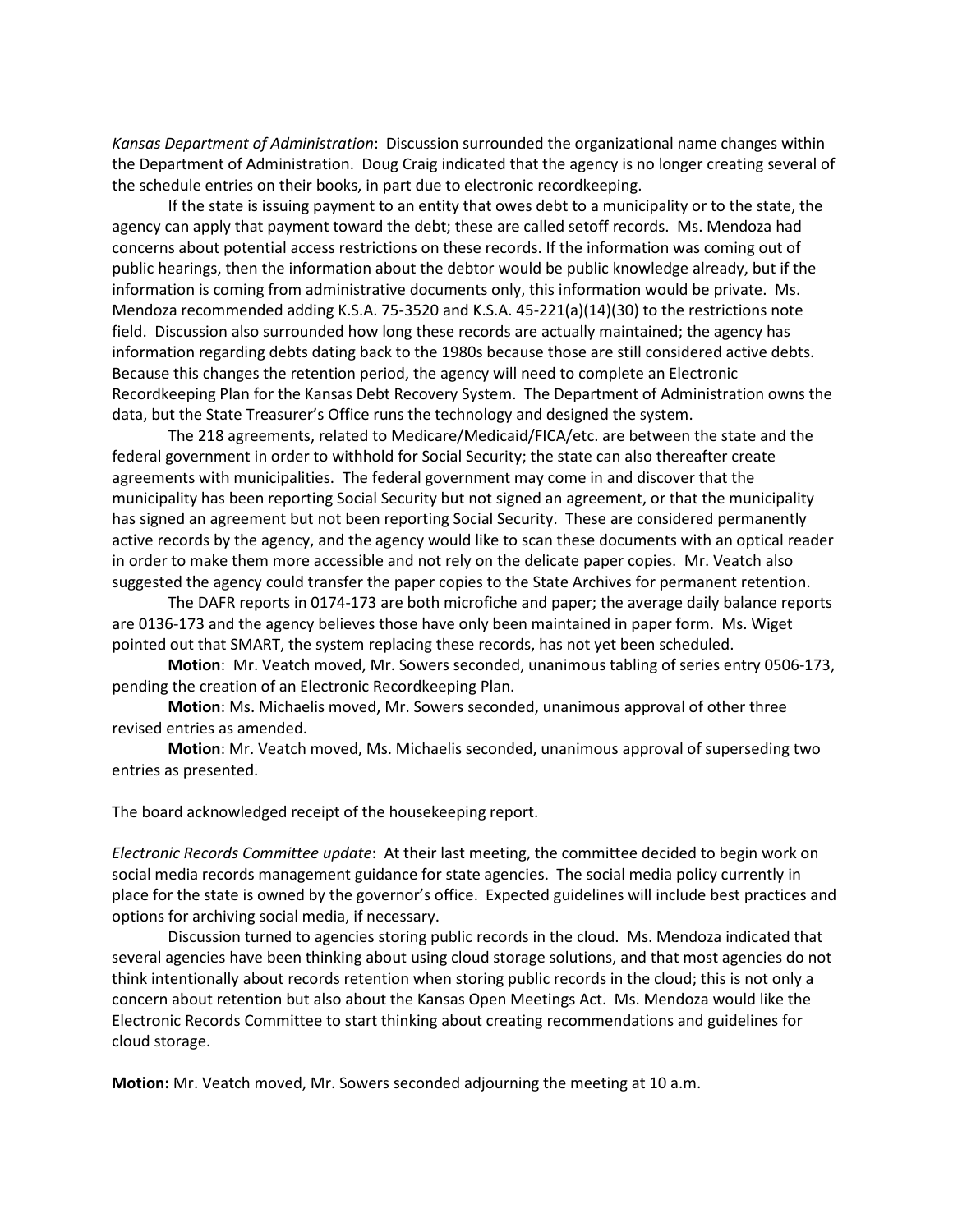*Kansas Department of Administration*: Discussion surrounded the organizational name changes within the Department of Administration. Doug Craig indicated that the agency is no longer creating several of the schedule entries on their books, in part due to electronic recordkeeping.

If the state is issuing payment to an entity that owes debt to a municipality or to the state, the agency can apply that payment toward the debt; these are called setoff records. Ms. Mendoza had concerns about potential access restrictions on these records. If the information was coming out of public hearings, then the information about the debtor would be public knowledge already, but if the information is coming from administrative documents only, this information would be private. Ms. Mendoza recommended adding K.S.A. 75-3520 and K.S.A. 45-221(a)(14)(30) to the restrictions note field. Discussion also surrounded how long these records are actually maintained; the agency has information regarding debts dating back to the 1980s because those are still considered active debts. Because this changes the retention period, the agency will need to complete an Electronic Recordkeeping Plan for the Kansas Debt Recovery System. The Department of Administration owns the data, but the State Treasurer's Office runs the technology and designed the system.

The 218 agreements, related to Medicare/Medicaid/FICA/etc. are between the state and the federal government in order to withhold for Social Security; the state can also thereafter create agreements with municipalities. The federal government may come in and discover that the municipality has been reporting Social Security but not signed an agreement, or that the municipality has signed an agreement but not been reporting Social Security. These are considered permanently active records by the agency, and the agency would like to scan these documents with an optical reader in order to make them more accessible and not rely on the delicate paper copies. Mr. Veatch also suggested the agency could transfer the paper copies to the State Archives for permanent retention.

The DAFR reports in 0174-173 are both microfiche and paper; the average daily balance reports are 0136-173 and the agency believes those have only been maintained in paper form. Ms. Wiget pointed out that SMART, the system replacing these records, has not yet been scheduled.

**Motion**: Mr. Veatch moved, Mr. Sowers seconded, unanimous tabling of series entry 0506-173, pending the creation of an Electronic Recordkeeping Plan.

**Motion**: Ms. Michaelis moved, Mr. Sowers seconded, unanimous approval of other three revised entries as amended.

**Motion**: Mr. Veatch moved, Ms. Michaelis seconded, unanimous approval of superseding two entries as presented.

The board acknowledged receipt of the housekeeping report.

*Electronic Records Committee update*: At their last meeting, the committee decided to begin work on social media records management guidance for state agencies. The social media policy currently in place for the state is owned by the governor's office. Expected guidelines will include best practices and options for archiving social media, if necessary.

Discussion turned to agencies storing public records in the cloud. Ms. Mendoza indicated that several agencies have been thinking about using cloud storage solutions, and that most agencies do not think intentionally about records retention when storing public records in the cloud; this is not only a concern about retention but also about the Kansas Open Meetings Act. Ms. Mendoza would like the Electronic Records Committee to start thinking about creating recommendations and guidelines for cloud storage.

**Motion:** Mr. Veatch moved, Mr. Sowers seconded adjourning the meeting at 10 a.m.